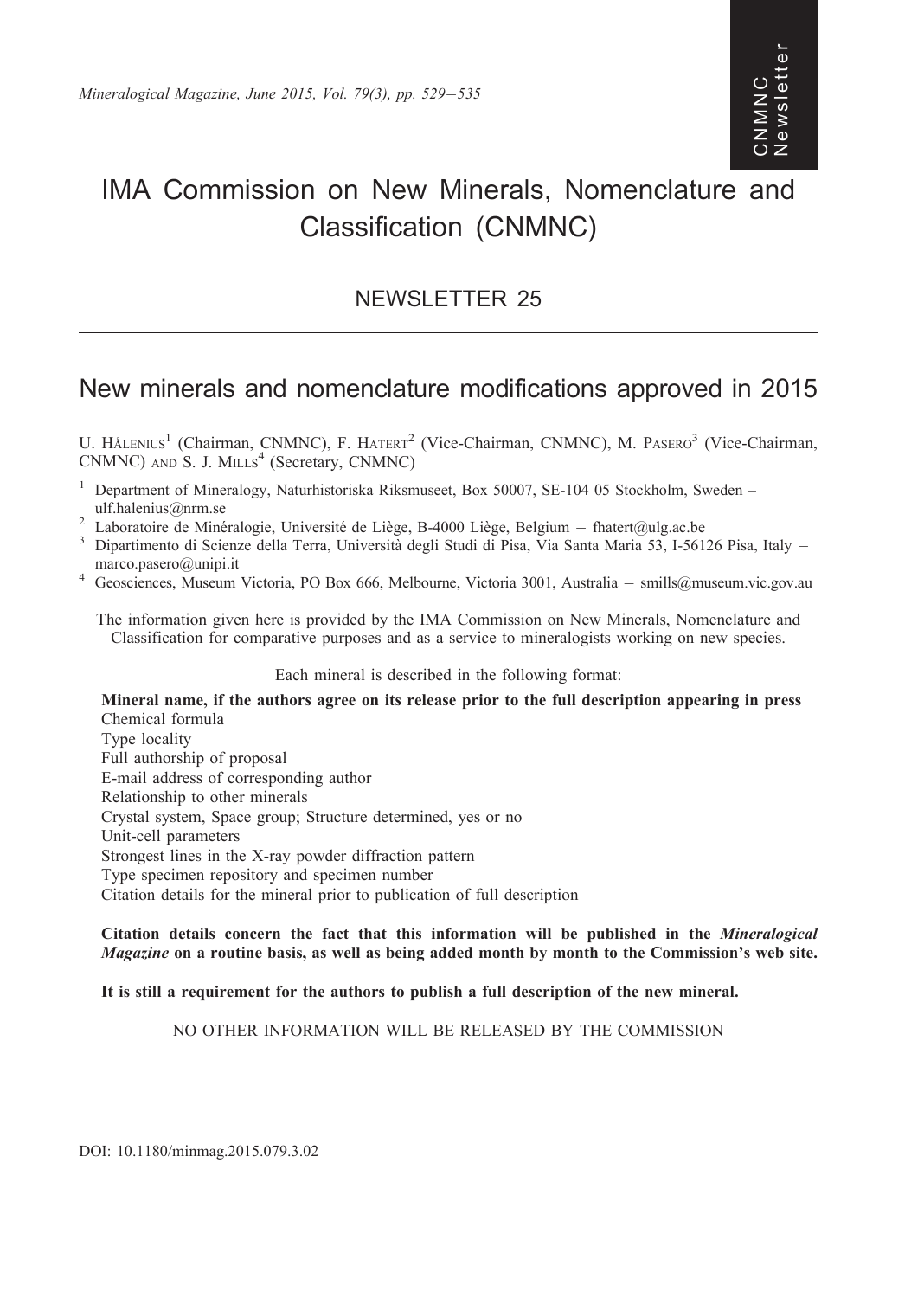# IMA Commission on New Minerals, Nomenclature and Classification (CNMNC)

## NEWSLETTER 25

## New minerals and nomenclature modifications approved in 2015

U. Hålenius[1] (Chairman, CNMNC), F. Hatert[2] (Vice-Chairman, CNMNC), M. Pasero[3] (Vice-Chairman, CNMNC) and S. J. Mills[4] (Secretary, CNMNC)

[1] Department of Mineralogy, Naturhistoriska Riksmuseet, Box 50007, SE-104 05 Stockholm, Sweden – ulf.halenius@nrm.se

[2] Laboratoire de Minéralogie, Université de Liège, B-4000 Liège, Belgium – fhatert@ulg.ac.be

[3] Dipartimento di Scienze della Terra, Università degli Studi di Pisa, Via Santa Maria 53, I-56126 Pisa, Italy – marco.pasero@unipi.it

[4] Geosciences, Museum Victoria, PO Box 666, Melbourne, Victoria 3001, Australia – smills@museum.vic.gov.au

The information given here is provided by the IMA Commission on New Minerals, Nomenclature and Classification for comparative purposes and as a service to mineralogists working on new species.

Each mineral is described in the following format:

**Mineral name, if the authors agree on its release prior to the full description appearing in press**
Chemical formula
Type locality
Full authorship of proposal
E-mail address of corresponding author
Relationship to other minerals
Crystal system, Space group; Structure determined, yes or no
Unit-cell parameters
Strongest lines in the X-ray powder diffraction pattern
Type specimen repository and specimen number
Citation details for the mineral prior to publication of full description

**Citation details concern the fact that this information will be published in the *Mineralogical Magazine* on a routine basis, as well as being added month by month to the Commission's web site.**

**It is still a requirement for the authors to publish a full description of the new mineral.**

NO OTHER INFORMATION WILL BE RELEASED BY THE COMMISSION

DOI: 10.1180/minmag.2015.079.3.02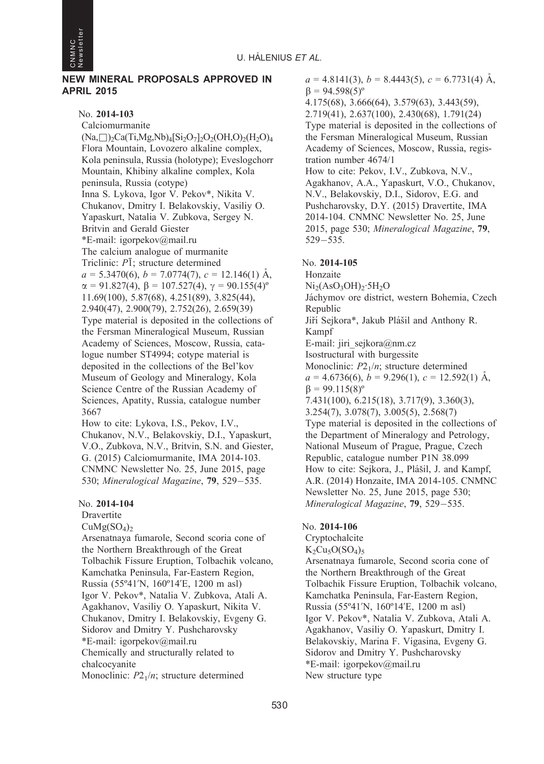## NEW MINERAL PROPOSALS APPROVED IN APRIL 2015

No. **2014-103**

Calciomurmanite

$(Na,\square)_2Ca(Ti,Mg,Nb)_4[Si_2O_7]_2O_2(OH,O)_2(H_2O)_4$

Flora Mountain, Lovozero alkaline complex, Kola peninsula, Russia (holotype); Eveslogchorr Mountain, Khibiny alkaline complex, Kola peninsula, Russia (cotype)

Inna S. Lykova, Igor V. Pekov*, Nikita V. Chukanov, Dmitry I. Belakovskiy, Vasiliy O. Yapaskurt, Natalia V. Zubkova, Sergey N. Britvin and Gerald Giester

*E-mail: igorpekov@mail.ru

The calcium analogue of murmanite

Triclinic: $P\bar{1}$; structure determined

$a$ = 5.3470(6), $b$ = 7.0774(7), $c$ = 12.146(1) Å, $\alpha$ = 91.827(4), $\beta$ = 107.527(4), $\gamma$ = 90.155(4)º

11.69(100), 5.87(68), 4.251(89), 3.825(44), 2.940(47), 2.900(79), 2.752(26), 2.659(39)

Type material is deposited in the collections of the Fersman Mineralogical Museum, Russian Academy of Sciences, Moscow, Russia, catalogue number ST4994; cotype material is deposited in the collections of the Bel'kov Museum of Geology and Mineralogy, Kola Science Centre of the Russian Academy of Sciences, Apatity, Russia, catalogue number 3667

How to cite: Lykova, I.S., Pekov, I.V., Chukanov, N.V., Belakovskiy, D.I., Yapaskurt, V.O., Zubkova, N.V., Britvin, S.N. and Giester, G. (2015) Calciomurmanite, IMA 2014-103. CNMNC Newsletter No. 25, June 2015, page 530; *Mineralogical Magazine*, **79**, 529–535.

No. **2014-104**

Dravertite

$CuMg(SO_4)_2$

Arsenatnaya fumarole, Second scoria cone of the Northern Breakthrough of the Great Tolbachik Fissure Eruption, Tolbachik volcano, Kamchatka Peninsula, Far-Eastern Region, Russia (55º41′N, 160º14′E, 1200 m asl)

Igor V. Pekov*, Natalia V. Zubkova, Atali A. Agakhanov, Vasiliy O. Yapaskurt, Nikita V. Chukanov, Dmitry I. Belakovskiy, Evgeny G. Sidorov and Dmitry Y. Pushcharovsky

*E-mail: igorpekov@mail.ru

Chemically and structurally related to chalcocyanite

Monoclinic: $P2_1/n$; structure determined

$a$ = 4.8141(3), $b$ = 8.4443(5), $c$ = 6.7731(4) Å, $\beta$ = 94.598(5)º

4.175(68), 3.666(64), 3.579(63), 3.443(59), 2.719(41), 2.637(100), 2.430(68), 1.791(24)

Type material is deposited in the collections of the Fersman Mineralogical Museum, Russian Academy of Sciences, Moscow, Russia, registration number 4674/1

How to cite: Pekov, I.V., Zubkova, N.V., Agakhanov, A.A., Yapaskurt, V.O., Chukanov, N.V., Belakovskiy, D.I., Sidorov, E.G. and Pushcharovsky, D.Y. (2015) Dravertite, IMA 2014-104. CNMNC Newsletter No. 25, June 2015, page 530; *Mineralogical Magazine*, **79**, 529–535.

No. **2014-105**

Honzaite

$Ni_2(AsO_3OH)_2{\cdot}5H_2O$

Jáchymov ore district, western Bohemia, Czech Republic

Jiří Sejkora*, Jakub Plášil and Anthony R. Kampf

E-mail: jiri_sejkora@nm.cz

Isostructural with burgessite

Monoclinic: $P2_1/n$; structure determined

$a$ = 4.6736(6), $b$ = 9.296(1), $c$ = 12.592(1) Å, $\beta$ = 99.115(8)º

7.431(100), 6.215(18), 3.717(9), 3.360(3), 3.254(7), 3.078(7), 3.005(5), 2.568(7)

Type material is deposited in the collections of the Department of Mineralogy and Petrology, National Museum of Prague, Prague, Czech Republic, catalogue number P1N 38.099

How to cite: Sejkora, J., Plášil, J. and Kampf, A.R. (2014) Honzaite, IMA 2014-105. CNMNC Newsletter No. 25, June 2015, page 530; *Mineralogical Magazine*, **79**, 529–535.

No. **2014-106**

Cryptochalcite

$K_2Cu_5O(SO_4)_5$

Arsenatnaya fumarole, Second scoria cone of the Northern Breakthrough of the Great Tolbachik Fissure Eruption, Tolbachik volcano, Kamchatka Peninsula, Far-Eastern Region, Russia (55º41′N, 160º14′E, 1200 m asl)

Igor V. Pekov*, Natalia V. Zubkova, Atali A. Agakhanov, Vasiliy O. Yapaskurt, Dmitry I. Belakovskiy, Marina F. Vigasina, Evgeny G. Sidorov and Dmitry Y. Pushcharovsky

*E-mail: igorpekov@mail.ru

New structure type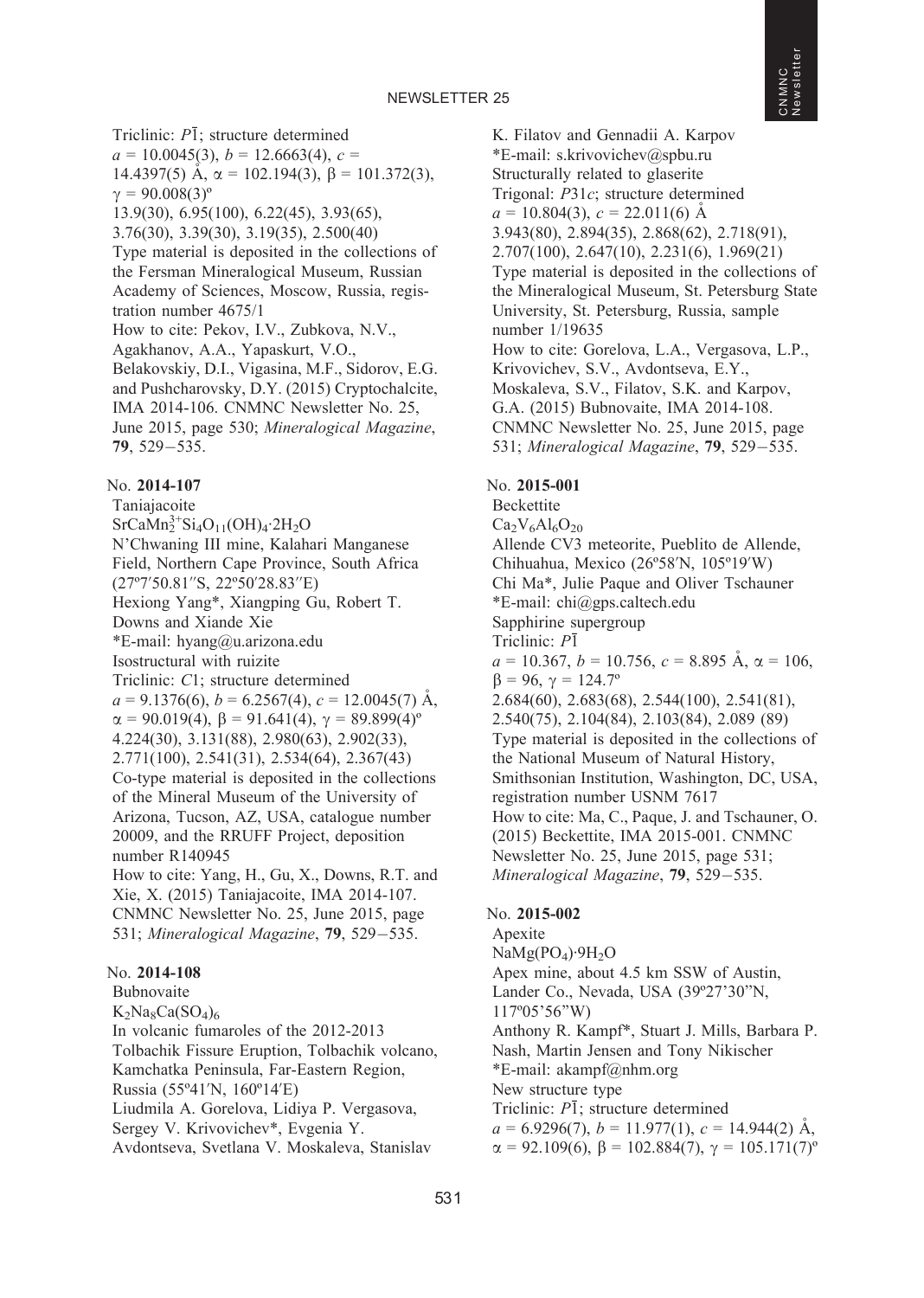Triclinic: $P\bar{1}$; structure determined
$a$ = 10.0045(3), $b$ = 12.6663(4), $c$ = 14.4397(5) Å, α = 102.194(3), β = 101.372(3), γ = 90.008(3)º
13.9(30), 6.95(100), 6.22(45), 3.93(65), 3.76(30), 3.39(30), 3.19(35), 2.500(40)
Type material is deposited in the collections of the Fersman Mineralogical Museum, Russian Academy of Sciences, Moscow, Russia, registration number 4675/1
How to cite: Pekov, I.V., Zubkova, N.V., Agakhanov, A.A., Yapaskurt, V.O., Belakovskiy, D.I., Vigasina, M.F., Sidorov, E.G. and Pushcharovsky, D.Y. (2015) Cryptochalcite, IMA 2014-106. CNMNC Newsletter No. 25, June 2015, page 530; *Mineralogical Magazine*, **79**, 529–535.

No. **2014-107**
Taniajacoite
$SrCaMn^{3+}_2Si_4O_{11}(OH)_4{\cdot}2H_2O$
N'Chwaning III mine, Kalahari Manganese Field, Northern Cape Province, South Africa (27º7′50.81″S, 22º50′28.83″E)
Hexiong Yang*, Xiangping Gu, Robert T. Downs and Xiande Xie
*E-mail: hyang@u.arizona.edu
Isostructural with ruizite
Triclinic: $C1$; structure determined
$a$ = 9.1376(6), $b$ = 6.2567(4), $c$ = 12.0045(7) Å, α = 90.019(4), β = 91.641(4), γ = 89.899(4)º
4.224(30), 3.131(88), 2.980(63), 2.902(33), 2.771(100), 2.541(31), 2.534(64), 2.367(43)
Co-type material is deposited in the collections of the Mineral Museum of the University of Arizona, Tucson, AZ, USA, catalogue number 20009, and the RRUFF Project, deposition number R140945
How to cite: Yang, H., Gu, X., Downs, R.T. and Xie, X. (2015) Taniajacoite, IMA 2014-107. CNMNC Newsletter No. 25, June 2015, page 531; *Mineralogical Magazine*, **79**, 529–535.

No. **2014-108**
Bubnovaite
$K_2Na_8Ca(SO_4)_6$
In volcanic fumaroles of the 2012-2013 Tolbachik Fissure Eruption, Tolbachik volcano, Kamchatka Peninsula, Far-Eastern Region, Russia (55º41′N, 160º14′E)
Liudmila A. Gorelova, Lidiya P. Vergasova, Sergey V. Krivovichev*, Evgenia Y. Avdontseva, Svetlana V. Moskaleva, Stanislav K. Filatov and Gennadii A. Karpov
*E-mail: s.krivovichev@spbu.ru
Structurally related to glaserite
Trigonal: $P31c$; structure determined
$a$ = 10.804(3), $c$ = 22.011(6) Å
3.943(80), 2.894(35), 2.868(62), 2.718(91), 2.707(100), 2.647(10), 2.231(6), 1.969(21)
Type material is deposited in the collections of the Mineralogical Museum, St. Petersburg State University, St. Petersburg, Russia, sample number 1/19635
How to cite: Gorelova, L.A., Vergasova, L.P., Krivovichev, S.V., Avdontseva, E.Y., Moskaleva, S.V., Filatov, S.K. and Karpov, G.A. (2015) Bubnovaite, IMA 2014-108. CNMNC Newsletter No. 25, June 2015, page 531; *Mineralogical Magazine*, **79**, 529–535.

No. **2015-001**
Beckettite
$Ca_2V_6Al_6O_{20}$
Allende CV3 meteorite, Pueblito de Allende, Chihuahua, Mexico (26º58′N, 105º19′W)
Chi Ma*, Julie Paque and Oliver Tschauner
*E-mail: chi@gps.caltech.edu
Sapphirine supergroup
Triclinic: $P\bar{1}$
$a$ = 10.367, $b$ = 10.756, $c$ = 8.895 Å, α = 106, β = 96, γ = 124.7º
2.684(60), 2.683(68), 2.544(100), 2.541(81), 2.540(75), 2.104(84), 2.103(84), 2.089 (89)
Type material is deposited in the collections of the National Museum of Natural History, Smithsonian Institution, Washington, DC, USA, registration number USNM 7617
How to cite: Ma, C., Paque, J. and Tschauner, O. (2015) Beckettite, IMA 2015-001. CNMNC Newsletter No. 25, June 2015, page 531; *Mineralogical Magazine*, **79**, 529–535.

No. **2015-002**
Apexite
$NaMg(PO_4){\cdot}9H_2O$
Apex mine, about 4.5 km SSW of Austin, Lander Co., Nevada, USA (39º27'30"N, 117º05'56"W)
Anthony R. Kampf*, Stuart J. Mills, Barbara P. Nash, Martin Jensen and Tony Nikischer
*E-mail: akampf@nhm.org
New structure type
Triclinic: $P\bar{1}$; structure determined
$a$ = 6.9296(7), $b$ = 11.977(1), $c$ = 14.944(2) Å, α = 92.109(6), β = 102.884(7), γ = 105.171(7)º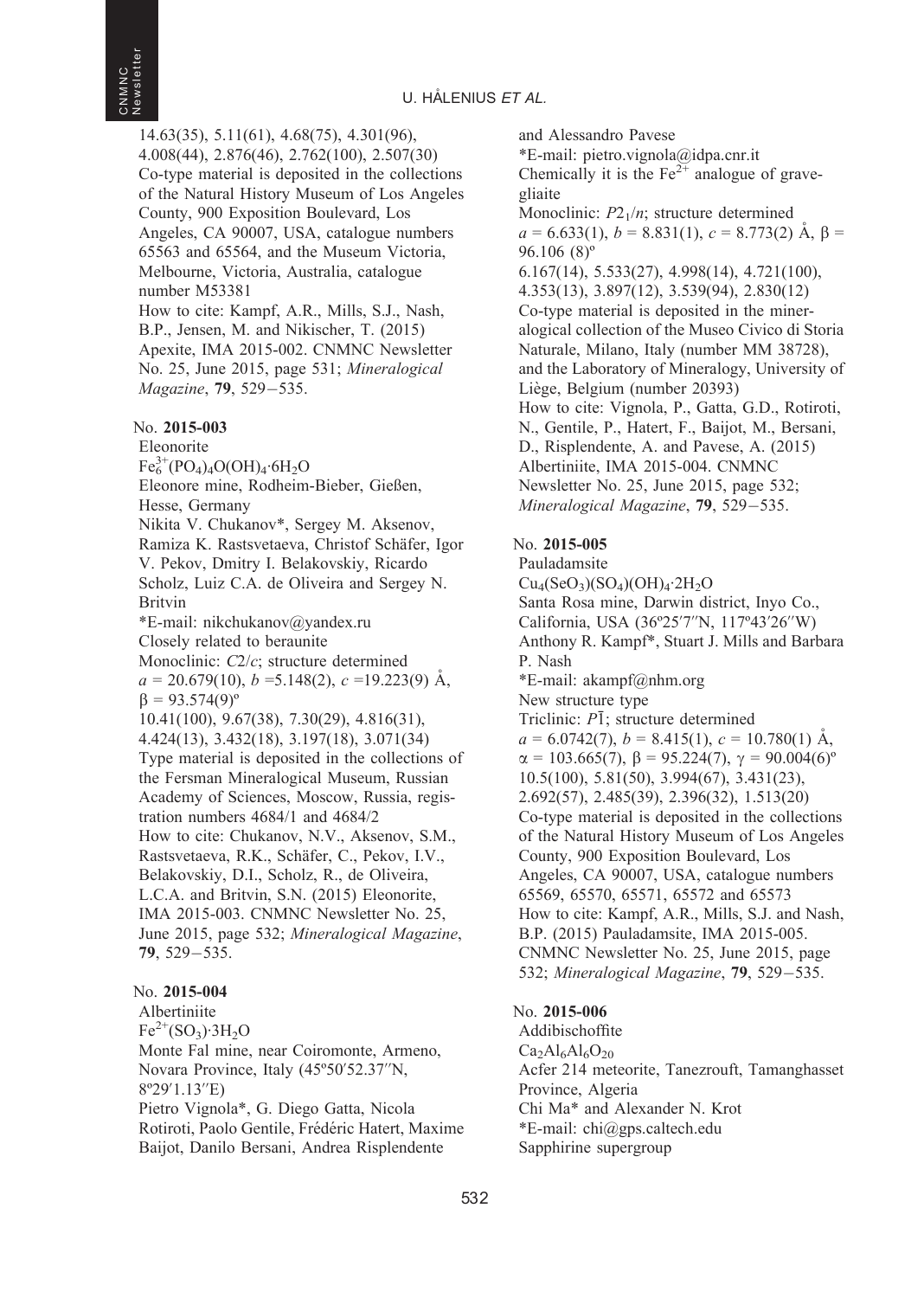14.63(35), 5.11(61), 4.68(75), 4.301(96), 4.008(44), 2.876(46), 2.762(100), 2.507(30)
Co-type material is deposited in the collections of the Natural History Museum of Los Angeles County, 900 Exposition Boulevard, Los Angeles, CA 90007, USA, catalogue numbers 65563 and 65564, and the Museum Victoria, Melbourne, Victoria, Australia, catalogue number M53381
How to cite: Kampf, A.R., Mills, S.J., Nash, B.P., Jensen, M. and Nikischer, T. (2015) Apexite, IMA 2015-002. CNMNC Newsletter No. 25, June 2015, page 531; *Mineralogical Magazine*, **79**, 529–535.

No. **2015-003**
Eleonorite
$Fe^{3+}_6(PO_4)_4O(OH)_4{\cdot}6H_2O$
Eleonore mine, Rodheim-Bieber, Gießen, Hesse, Germany
Nikita V. Chukanov*, Sergey M. Aksenov, Ramiza K. Rastsvetaeva, Christof Schäfer, Igor V. Pekov, Dmitry I. Belakovskiy, Ricardo Scholz, Luiz C.A. de Oliveira and Sergey N. Britvin
*E-mail: nikchukanov@yandex.ru
Closely related to beraunite
Monoclinic: *C*2/*c*; structure determined
$a$ = 20.679(10), $b$ =5.148(2), $c$ =19.223(9) Å, $\beta$ = 93.574(9)º
10.41(100), 9.67(38), 7.30(29), 4.816(31), 4.424(13), 3.432(18), 3.197(18), 3.071(34)
Type material is deposited in the collections of the Fersman Mineralogical Museum, Russian Academy of Sciences, Moscow, Russia, registration numbers 4684/1 and 4684/2
How to cite: Chukanov, N.V., Aksenov, S.M., Rastsvetaeva, R.K., Schäfer, C., Pekov, I.V., Belakovskiy, D.I., Scholz, R., de Oliveira, L.C.A. and Britvin, S.N. (2015) Eleonorite, IMA 2015-003. CNMNC Newsletter No. 25, June 2015, page 532; *Mineralogical Magazine*, **79**, 529–535.

No. **2015-004**
Albertiniite
$Fe^{2+}(SO_3){\cdot}3H_2O$
Monte Fal mine, near Coiromonte, Armeno, Novara Province, Italy (45º50′52.37′′N, 8º29′1.13′′E)
Pietro Vignola*, G. Diego Gatta, Nicola Rotiroti, Paolo Gentile, Frédéric Hatert, Maxime Baijot, Danilo Bersani, Andrea Risplendente and Alessandro Pavese
*E-mail: pietro.vignola@idpa.cnr.it
Chemically it is the $Fe^{2+}$ analogue of gravegliaite
Monoclinic: $P2_1/n$; structure determined
$a$ = 6.633(1), $b$ = 8.831(1), $c$ = 8.773(2) Å, $\beta$ = 96.106 (8)º
6.167(14), 5.533(27), 4.998(14), 4.721(100), 4.353(13), 3.897(12), 3.539(94), 2.830(12)
Co-type material is deposited in the mineralogical collection of the Museo Civico di Storia Naturale, Milano, Italy (number MM 38728), and the Laboratory of Mineralogy, University of Liège, Belgium (number 20393)
How to cite: Vignola, P., Gatta, G.D., Rotiroti, N., Gentile, P., Hatert, F., Baijot, M., Bersani, D., Risplendente, A. and Pavese, A. (2015) Albertiniite, IMA 2015-004. CNMNC Newsletter No. 25, June 2015, page 532; *Mineralogical Magazine*, **79**, 529–535.

No. **2015-005**
Pauladamsite
$Cu_4(SeO_3)(SO_4)(OH)_4{\cdot}2H_2O$
Santa Rosa mine, Darwin district, Inyo Co., California, USA (36º25′7′′N, 117º43′26′′W)
Anthony R. Kampf*, Stuart J. Mills and Barbara P. Nash
*E-mail: akampf@nhm.org
New structure type
Triclinic: $P\bar{1}$; structure determined
$a$ = 6.0742(7), $b$ = 8.415(1), $c$ = 10.780(1) Å, $\alpha$ = 103.665(7), $\beta$ = 95.224(7), $\gamma$ = 90.004(6)º
10.5(100), 5.81(50), 3.994(67), 3.431(23), 2.692(57), 2.485(39), 2.396(32), 1.513(20)
Co-type material is deposited in the collections of the Natural History Museum of Los Angeles County, 900 Exposition Boulevard, Los Angeles, CA 90007, USA, catalogue numbers 65569, 65570, 65571, 65572 and 65573
How to cite: Kampf, A.R., Mills, S.J. and Nash, B.P. (2015) Pauladamsite, IMA 2015-005. CNMNC Newsletter No. 25, June 2015, page 532; *Mineralogical Magazine*, **79**, 529–535.

No. **2015-006**
Addibischoffite
$Ca_2Al_6Al_6O_{20}$
Acfer 214 meteorite, Tanezrouft, Tamanghasset Province, Algeria
Chi Ma* and Alexander N. Krot
*E-mail: chi@gps.caltech.edu
Sapphirine supergroup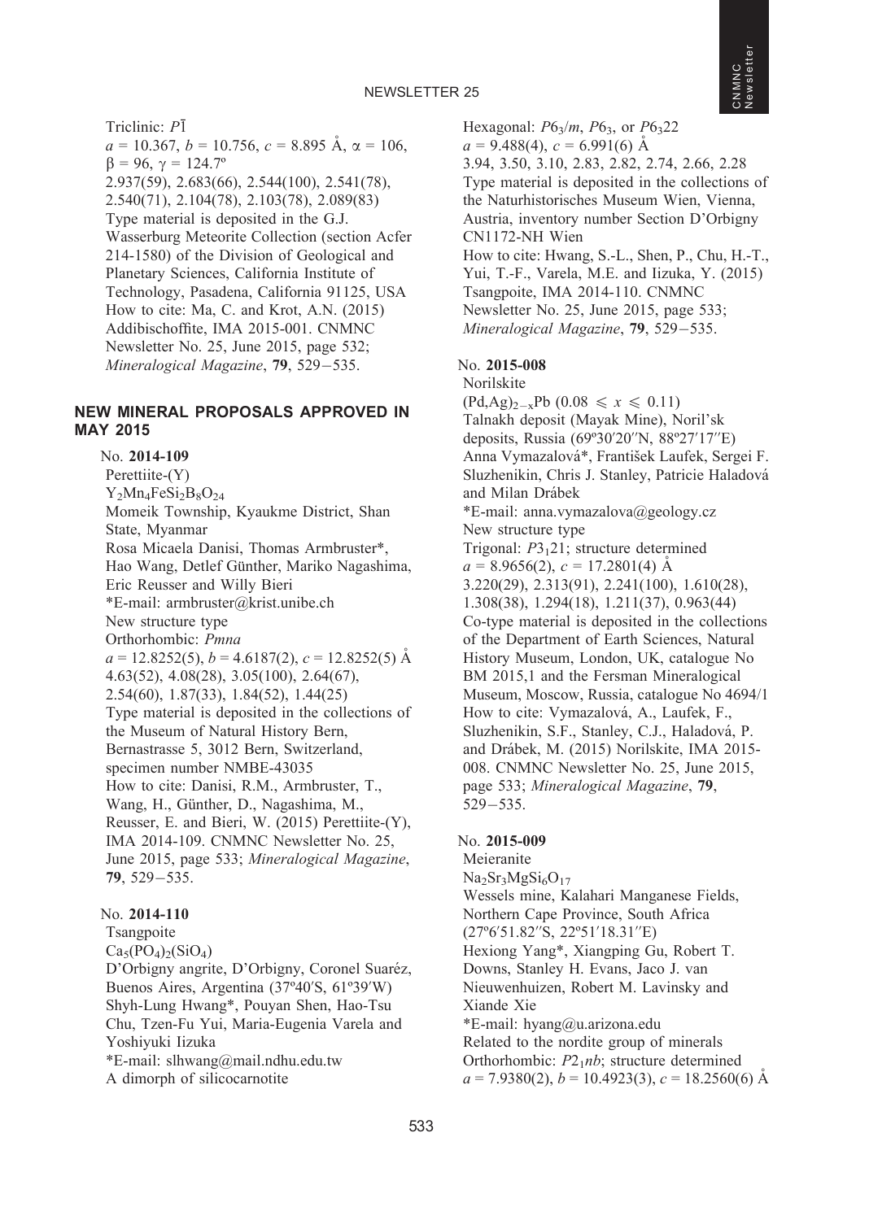Triclinic: $P\bar{1}$
$a$ = 10.367, $b$ = 10.756, $c$ = 8.895 Å, $\alpha$ = 106, $\beta$ = 96, $\gamma$ = 124.7º
2.937(59), 2.683(66), 2.544(100), 2.541(78), 2.540(71), 2.104(78), 2.103(78), 2.089(83)
Type material is deposited in the G.J. Wasserburg Meteorite Collection (section Acfer 214-1580) of the Division of Geological and Planetary Sciences, California Institute of Technology, Pasadena, California 91125, USA
How to cite: Ma, C. and Krot, A.N. (2015) Addibischoffite, IMA 2015-001. CNMNC Newsletter No. 25, June 2015, page 532; *Mineralogical Magazine*, **79**, 529–535.

## NEW MINERAL PROPOSALS APPROVED IN MAY 2015

No. **2014-109**
Perettiite-(Y)
$Y_2Mn_4FeSi_2B_8O_{24}$
Momeik Township, Kyaukme District, Shan State, Myanmar
Rosa Micaela Danisi, Thomas Armbruster*, Hao Wang, Detlef Günther, Mariko Nagashima, Eric Reusser and Willy Bieri
*E-mail: armbruster@krist.unibe.ch
New structure type
Orthorhombic: *Pmna*
$a$ = 12.8252(5), $b$ = 4.6187(2), $c$ = 12.8252(5) Å
4.63(52), 4.08(28), 3.05(100), 2.64(67), 2.54(60), 1.87(33), 1.84(52), 1.44(25)
Type material is deposited in the collections of the Museum of Natural History Bern, Bernastrasse 5, 3012 Bern, Switzerland, specimen number NMBE-43035
How to cite: Danisi, R.M., Armbruster, T., Wang, H., Günther, D., Nagashima, M., Reusser, E. and Bieri, W. (2015) Perettiite-(Y), IMA 2014-109. CNMNC Newsletter No. 25, June 2015, page 533; *Mineralogical Magazine*, **79**, 529–535.

No. **2014-110**
Tsangpoite
$Ca_5(PO_4)_2(SiO_4)$
D'Orbigny angrite, D'Orbigny, Coronel Suaréz, Buenos Aires, Argentina (37º40′S, 61º39′W)
Shyh-Lung Hwang*, Pouyan Shen, Hao-Tsu Chu, Tzen-Fu Yui, Maria-Eugenia Varela and Yoshiyuki Iizuka
*E-mail: slhwang@mail.ndhu.edu.tw
A dimorph of silicocarnotite
Hexagonal: $P6_3/m$, $P6_3$, or $P6_322$
$a$ = 9.488(4), $c$ = 6.991(6) Å
3.94, 3.50, 3.10, 2.83, 2.82, 2.74, 2.66, 2.28
Type material is deposited in the collections of the Naturhistorisches Museum Wien, Vienna, Austria, inventory number Section D'Orbigny CN1172-NH Wien
How to cite: Hwang, S.-L., Shen, P., Chu, H.-T., Yui, T.-F., Varela, M.E. and Iizuka, Y. (2015) Tsangpoite, IMA 2014-110. CNMNC Newsletter No. 25, June 2015, page 533; *Mineralogical Magazine*, **79**, 529–535.

No. **2015-008**
Norilskite
$(Pd,Ag)_{2-x}Pb$ ($0.08 \leqslant x \leqslant 0.11$)
Talnakh deposit (Mayak Mine), Noril'sk deposits, Russia (69º30′20″N, 88º27′17″E)
Anna Vymazalová*, František Laufek, Sergei F. Sluzhenikin, Chris J. Stanley, Patricie Haladová and Milan Drábek
*E-mail: anna.vymazalova@geology.cz
New structure type
Trigonal: $P3_121$; structure determined
$a$ = 8.9656(2), $c$ = 17.2801(4) Å
3.220(29), 2.313(91), 2.241(100), 1.610(28), 1.308(38), 1.294(18), 1.211(37), 0.963(44)
Co-type material is deposited in the collections of the Department of Earth Sciences, Natural History Museum, London, UK, catalogue No BM 2015,1 and the Fersman Mineralogical Museum, Moscow, Russia, catalogue No 4694/1
How to cite: Vymazalová, A., Laufek, F., Sluzhenikin, S.F., Stanley, C.J., Haladová, P. and Drábek, M. (2015) Norilskite, IMA 2015-008. CNMNC Newsletter No. 25, June 2015, page 533; *Mineralogical Magazine*, **79**, 529–535.

No. **2015-009**
Meieranite
$Na_2Sr_3MgSi_6O_{17}$
Wessels mine, Kalahari Manganese Fields, Northern Cape Province, South Africa (27º6′51.82″S, 22º51′18.31″E)
Hexiong Yang*, Xiangping Gu, Robert T. Downs, Stanley H. Evans, Jaco J. van Nieuwenhuizen, Robert M. Lavinsky and Xiande Xie
*E-mail: hyang@u.arizona.edu
Related to the nordite group of minerals
Orthorhombic: $P2_1nb$; structure determined
$a$ = 7.9380(2), $b$ = 10.4923(3), $c$ = 18.2560(6) Å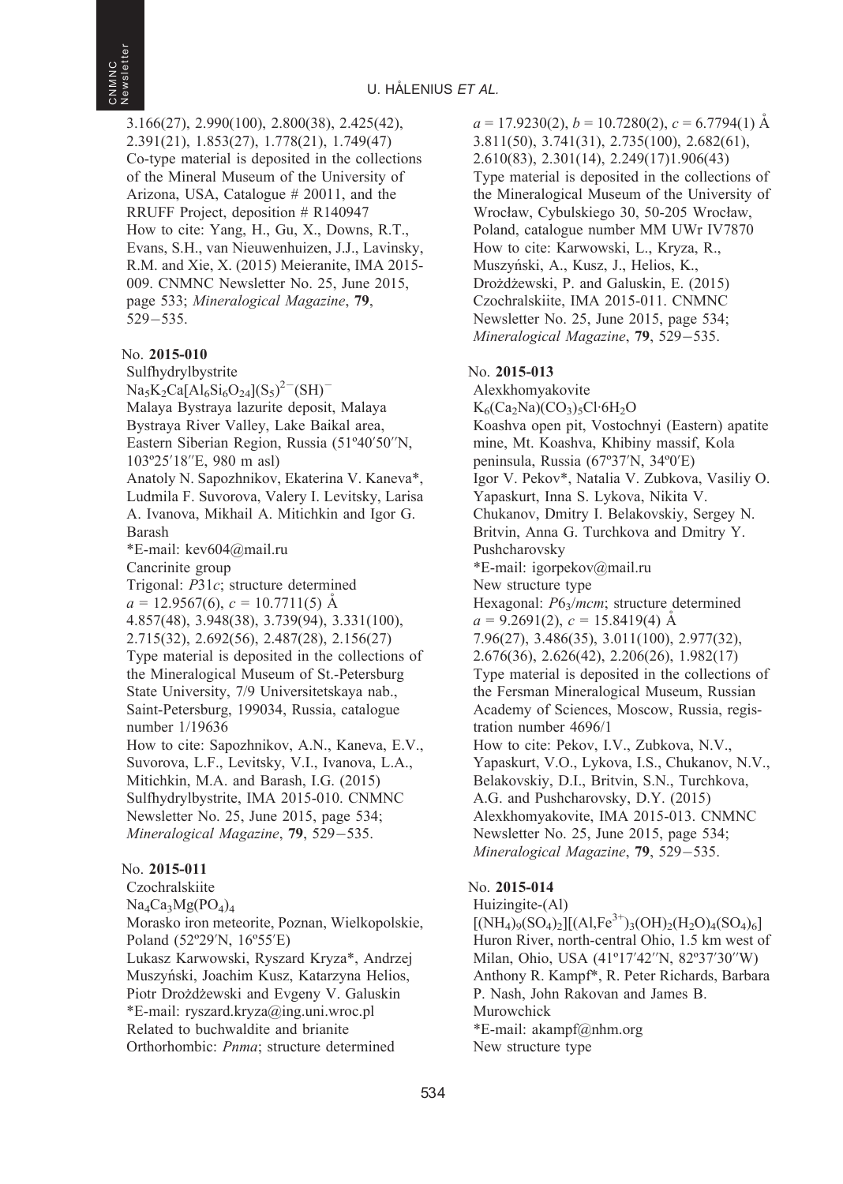3.166(27), 2.990(100), 2.800(38), 2.425(42), 2.391(21), 1.853(27), 1.778(21), 1.749(47)
Co-type material is deposited in the collections of the Mineral Museum of the University of Arizona, USA, Catalogue # 20011, and the RRUFF Project, deposition # R140947
How to cite: Yang, H., Gu, X., Downs, R.T., Evans, S.H., van Nieuwenhuizen, J.J., Lavinsky, R.M. and Xie, X. (2015) Meieranite, IMA 2015-009. CNMNC Newsletter No. 25, June 2015, page 533; *Mineralogical Magazine*, **79**, 529–535.

No. **2015-010**
Sulfhydrylbystrite
$Na_5K_2Ca[Al_6Si_6O_{24}](S_5)^{2-}(SH)^{-}$
Malaya Bystraya lazurite deposit, Malaya Bystraya River Valley, Lake Baikal area, Eastern Siberian Region, Russia (51º40′50″N, 103º25′18″E, 980 m asl)
Anatoly N. Sapozhnikov, Ekaterina V. Kaneva*, Ludmila F. Suvorova, Valery I. Levitsky, Larisa A. Ivanova, Mikhail A. Mitichkin and Igor G. Barash
*E-mail: kev604@mail.ru
Cancrinite group
Trigonal: *P*31*c*; structure determined
$a$ = 12.9567(6), $c$ = 10.7711(5) Å
4.857(48), 3.948(38), 3.739(94), 3.331(100), 2.715(32), 2.692(56), 2.487(28), 2.156(27)
Type material is deposited in the collections of the Mineralogical Museum of St.-Petersburg State University, 7/9 Universitetskaya nab., Saint-Petersburg, 199034, Russia, catalogue number 1/19636
How to cite: Sapozhnikov, A.N., Kaneva, E.V., Suvorova, L.F., Levitsky, V.I., Ivanova, L.A., Mitichkin, M.A. and Barash, I.G. (2015) Sulfhydrylbystrite, IMA 2015-010. CNMNC Newsletter No. 25, June 2015, page 534; *Mineralogical Magazine*, **79**, 529–535.

No. **2015-011**
Czochralskiite
$Na_4Ca_3Mg(PO_4)_4$
Morasko iron meteorite, Poznan, Wielkopolskie, Poland (52º29′N, 16º55′E)
Lukasz Karwowski, Ryszard Kryza*, Andrzej Muszyński, Joachim Kusz, Katarzyna Helios, Piotr Drożdżewski and Evgeny V. Galuskin
*E-mail: ryszard.kryza@ing.uni.wroc.pl
Related to buchwaldite and brianite
Orthorhombic: *Pnma*; structure determined
$a$ = 17.9230(2), $b$ = 10.7280(2), $c$ = 6.7794(1) Å
3.811(50), 3.741(31), 2.735(100), 2.682(61), 2.610(83), 2.301(14), 2.249(17)1.906(43)
Type material is deposited in the collections of the Mineralogical Museum of the University of Wrocław, Cybulskiego 30, 50-205 Wrocław, Poland, catalogue number MM UWr IV7870
How to cite: Karwowski, L., Kryza, R., Muszyński, A., Kusz, J., Helios, K., Drożdżewski, P. and Galuskin, E. (2015) Czochralskiite, IMA 2015-011. CNMNC Newsletter No. 25, June 2015, page 534; *Mineralogical Magazine*, **79**, 529–535.

No. **2015-013**
Alexkhomyakovite
$K_6(Ca_2Na)(CO_3)_5Cl·6H_2O$
Koashva open pit, Vostochnyi (Eastern) apatite mine, Mt. Koashva, Khibiny massif, Kola peninsula, Russia (67º37′N, 34º0′E)
Igor V. Pekov*, Natalia V. Zubkova, Vasiliy O. Yapaskurt, Inna S. Lykova, Nikita V. Chukanov, Dmitry I. Belakovskiy, Sergey N. Britvin, Anna G. Turchkova and Dmitry Y. Pushcharovsky
*E-mail: igorpekov@mail.ru
New structure type
Hexagonal: *P*6$_3$/*mcm*; structure determined
$a$ = 9.2691(2), $c$ = 15.8419(4) Å
7.96(27), 3.486(35), 3.011(100), 2.977(32), 2.676(36), 2.626(42), 2.206(26), 1.982(17)
Type material is deposited in the collections of the Fersman Mineralogical Museum, Russian Academy of Sciences, Moscow, Russia, registration number 4696/1
How to cite: Pekov, I.V., Zubkova, N.V., Yapaskurt, V.O., Lykova, I.S., Chukanov, N.V., Belakovskiy, D.I., Britvin, S.N., Turchkova, A.G. and Pushcharovsky, D.Y. (2015) Alexkhomyakovite, IMA 2015-013. CNMNC Newsletter No. 25, June 2015, page 534; *Mineralogical Magazine*, **79**, 529–535.

No. **2015-014**
Huizingite-(Al)
$[(NH_4)_9(SO_4)_2][(Al,Fe^{3+})_3(OH)_2(H_2O)_4(SO_4)_6]$
Huron River, north-central Ohio, 1.5 km west of Milan, Ohio, USA (41º17′42″N, 82º37′30″W)
Anthony R. Kampf*, R. Peter Richards, Barbara P. Nash, John Rakovan and James B. Murowchick
*E-mail: akampf@nhm.org
New structure type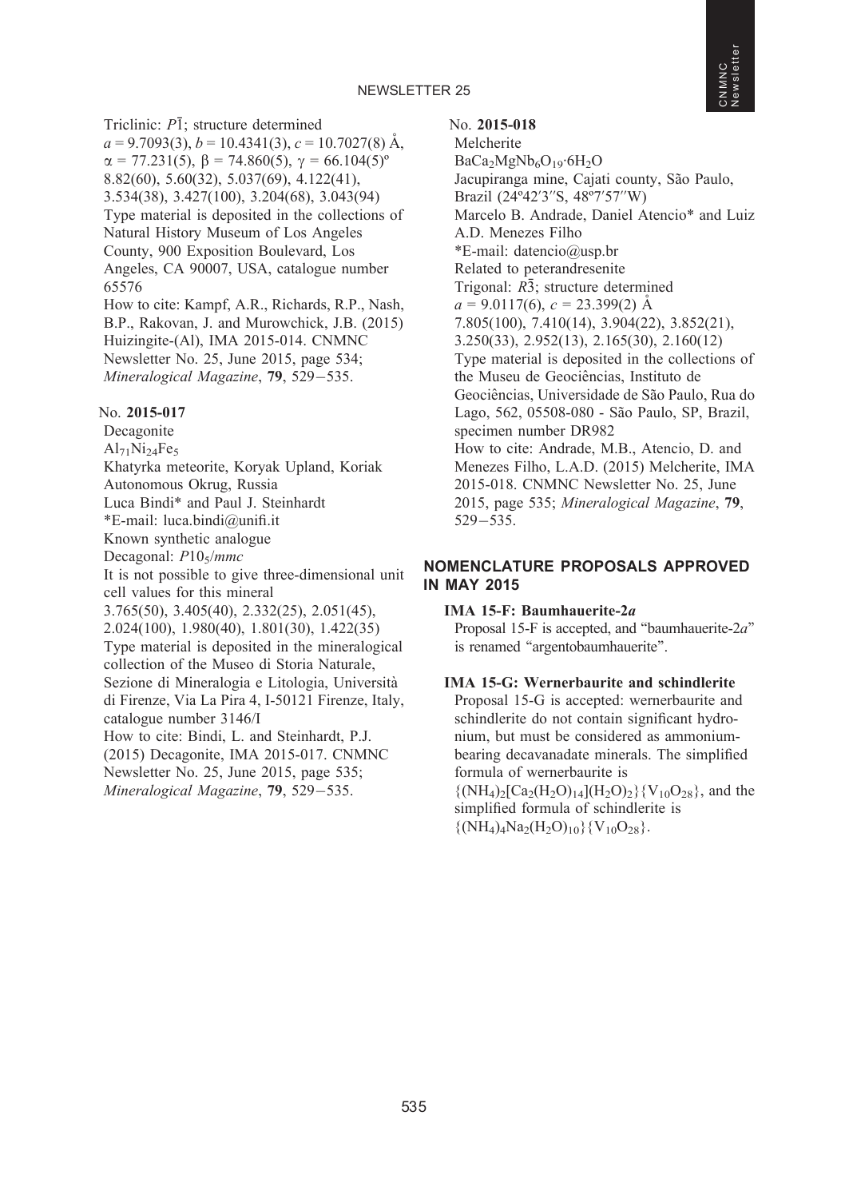Triclinic: $P\bar{1}$; structure determined
$a = 9.7093(3)$, $b = 10.4341(3)$, $c = 10.7027(8)$ Å, $\alpha = 77.231(5)$, $\beta = 74.860(5)$, $\gamma = 66.104(5)°$
8.82(60), 5.60(32), 5.037(69), 4.122(41), 3.534(38), 3.427(100), 3.204(68), 3.043(94)
Type material is deposited in the collections of Natural History Museum of Los Angeles County, 900 Exposition Boulevard, Los Angeles, CA 90007, USA, catalogue number 65576
How to cite: Kampf, A.R., Richards, R.P., Nash, B.P., Rakovan, J. and Murowchick, J.B. (2015) Huizingite-(Al), IMA 2015-014. CNMNC Newsletter No. 25, June 2015, page 534; *Mineralogical Magazine*, **79**, 529–535.

No. **2015-017**
Decagonite
$Al_{71}Ni_{24}Fe_5$
Khatyrka meteorite, Koryak Upland, Koriak Autonomous Okrug, Russia
Luca Bindi* and Paul J. Steinhardt
*E-mail: luca.bindi@unifi.it
Known synthetic analogue
Decagonal: $P10_5/mmc$
It is not possible to give three-dimensional unit cell values for this mineral
3.765(50), 3.405(40), 2.332(25), 2.051(45), 2.024(100), 1.980(40), 1.801(30), 1.422(35)
Type material is deposited in the mineralogical collection of the Museo di Storia Naturale, Sezione di Mineralogia e Litologia, Università di Firenze, Via La Pira 4, I-50121 Firenze, Italy, catalogue number 3146/I
How to cite: Bindi, L. and Steinhardt, P.J. (2015) Decagonite, IMA 2015-017. CNMNC Newsletter No. 25, June 2015, page 535; *Mineralogical Magazine*, **79**, 529–535.

No. **2015-018**
Melcherite
$BaCa_2MgNb_6O_{19}·6H_2O$
Jacupiranga mine, Cajati county, São Paulo, Brazil (24°42′3″S, 48°7′57″W)
Marcelo B. Andrade, Daniel Atencio* and Luiz A.D. Menezes Filho
*E-mail: datencio@usp.br
Related to peterandresenite
Trigonal: $R\bar{3}$; structure determined
$a = 9.0117(6)$, $c = 23.399(2)$ Å
7.805(100), 7.410(14), 3.904(22), 3.852(21), 3.250(33), 2.952(13), 2.165(30), 2.160(12)
Type material is deposited in the collections of the Museu de Geociências, Instituto de Geociências, Universidade de São Paulo, Rua do Lago, 562, 05508-080 - São Paulo, SP, Brazil, specimen number DR982
How to cite: Andrade, M.B., Atencio, D. and Menezes Filho, L.A.D. (2015) Melcherite, IMA 2015-018. CNMNC Newsletter No. 25, June 2015, page 535; *Mineralogical Magazine*, **79**, 529–535.

## NOMENCLATURE PROPOSALS APPROVED IN MAY 2015

**IMA 15-F: Baumhauerite-2*a***
Proposal 15-F is accepted, and "baumhauerite-2*a*" is renamed "argentobaumhauerite".

**IMA 15-G: Wernerbaurite and schindlerite**
Proposal 15-G is accepted: wernerbaurite and schindlerite do not contain significant hydronium, but must be considered as ammonium-bearing decavanadate minerals. The simplified formula of wernerbaurite is $\{(NH_4)_2[Ca_2(H_2O)_{14}](H_2O)_2\}\{V_{10}O_{28}\}$, and the simplified formula of schindlerite is $\{(NH_4)_4Na_2(H_2O)_{10}\}\{V_{10}O_{28}\}$.